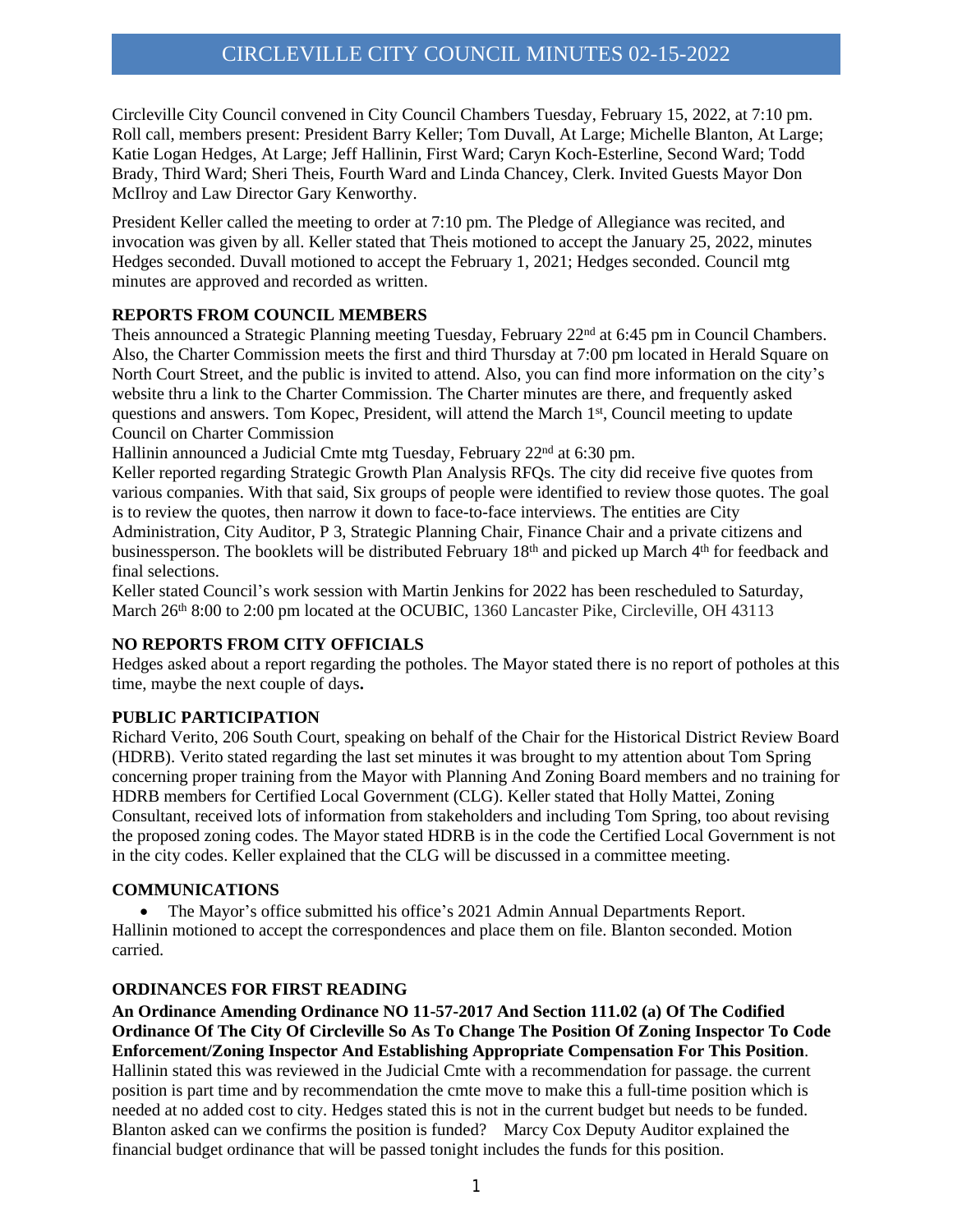# CIRCLEVILLE CITY COUNCIL MINUTES 02-15-2022

Circleville City Council convened in City Council Chambers Tuesday, February 15, 2022, at 7:10 pm. Roll call, members present: President Barry Keller; Tom Duvall, At Large; Michelle Blanton, At Large; Katie Logan Hedges, At Large; Jeff Hallinin, First Ward; Caryn Koch-Esterline, Second Ward; Todd Brady, Third Ward; Sheri Theis, Fourth Ward and Linda Chancey, Clerk. Invited Guests Mayor Don McIlroy and Law Director Gary Kenworthy.

President Keller called the meeting to order at 7:10 pm. The Pledge of Allegiance was recited, and invocation was given by all. Keller stated that Theis motioned to accept the January 25, 2022, minutes Hedges seconded. Duvall motioned to accept the February 1, 2021; Hedges seconded. Council mtg minutes are approved and recorded as written.

**REPORTS FROM COUNCIL MEMBERS**

Theis announced a Strategic Planning meeting Tuesday, February 22nd at 6:45 pm in Council Chambers. Also, the Charter Commission meets the first and third Thursday at 7:00 pm located in Herald Square on North Court Street, and the public is invited to attend. Also, you can find more information on the city's website thru a link to the Charter Commission. The Charter minutes are there, and frequently asked questions and answers. Tom Kopec, President, will attend the March 1st, Council meeting to update Council on Charter Commission

Hallinin announced a Judicial Cmte mtg Tuesday, February 22nd at 6:30 pm.

Keller reported regarding Strategic Growth Plan Analysis RFQs. The city did receive five quotes from various companies. With that said, Six groups of people were identified to review those quotes. The goal is to review the quotes, then narrow it down to face-to-face interviews. The entities are City Administration, City Auditor, P 3, Strategic Planning Chair, Finance Chair and a private citizens and businessperson. The booklets will be distributed February 18th and picked up March 4th for feedback and final selections.

Keller stated Council's work session with Martin Jenkins for 2022 has been rescheduled to Saturday, March 26th 8:00 to 2:00 pm located at the OCUBIC, 1360 Lancaster Pike, Circleville, OH 43113

**NO REPORTS FROM CITY OFFICIALS**

Hedges asked about a report regarding the potholes. The Mayor stated there is no report of potholes at this time, maybe the next couple of days**.**

**PUBLIC PARTICIPATION**

Richard Verito, 206 South Court, speaking on behalf of the Chair for the Historical District Review Board (HDRB). Verito stated regarding the last set minutes it was brought to my attention about Tom Spring concerning proper training from the Mayor with Planning And Zoning Board members and no training for HDRB members for Certified Local Government (CLG). Keller stated that Holly Mattei, Zoning Consultant, received lots of information from stakeholders and including Tom Spring, too about revising the proposed zoning codes. The Mayor stated HDRB is in the code the Certified Local Government is not in the city codes. Keller explained that the CLG will be discussed in a committee meeting.

**COMMUNICATIONS**

- The Mayor's office submitted his office's 2021 Admin Annual Departments Report.

Hallinin motioned to accept the correspondences and place them on file. Blanton seconded. Motion carried.

**ORDINANCES FOR FIRST READING**

**An Ordinance Amending Ordinance NO 11-57-2017 And Section 111.02 (a) Of The Codified Ordinance Of The City Of Circleville So As To Change The Position Of Zoning Inspector To Code Enforcement/Zoning Inspector And Establishing Appropriate Compensation For This Position**. Hallinin stated this was reviewed in the Judicial Cmte with a recommendation for passage. the current position is part time and by recommendation the cmte move to make this a full-time position which is needed at no added cost to city. Hedges stated this is not in the current budget but needs to be funded. Blanton asked can we confirms the position is funded? Marcy Cox Deputy Auditor explained the financial budget ordinance that will be passed tonight includes the funds for this position.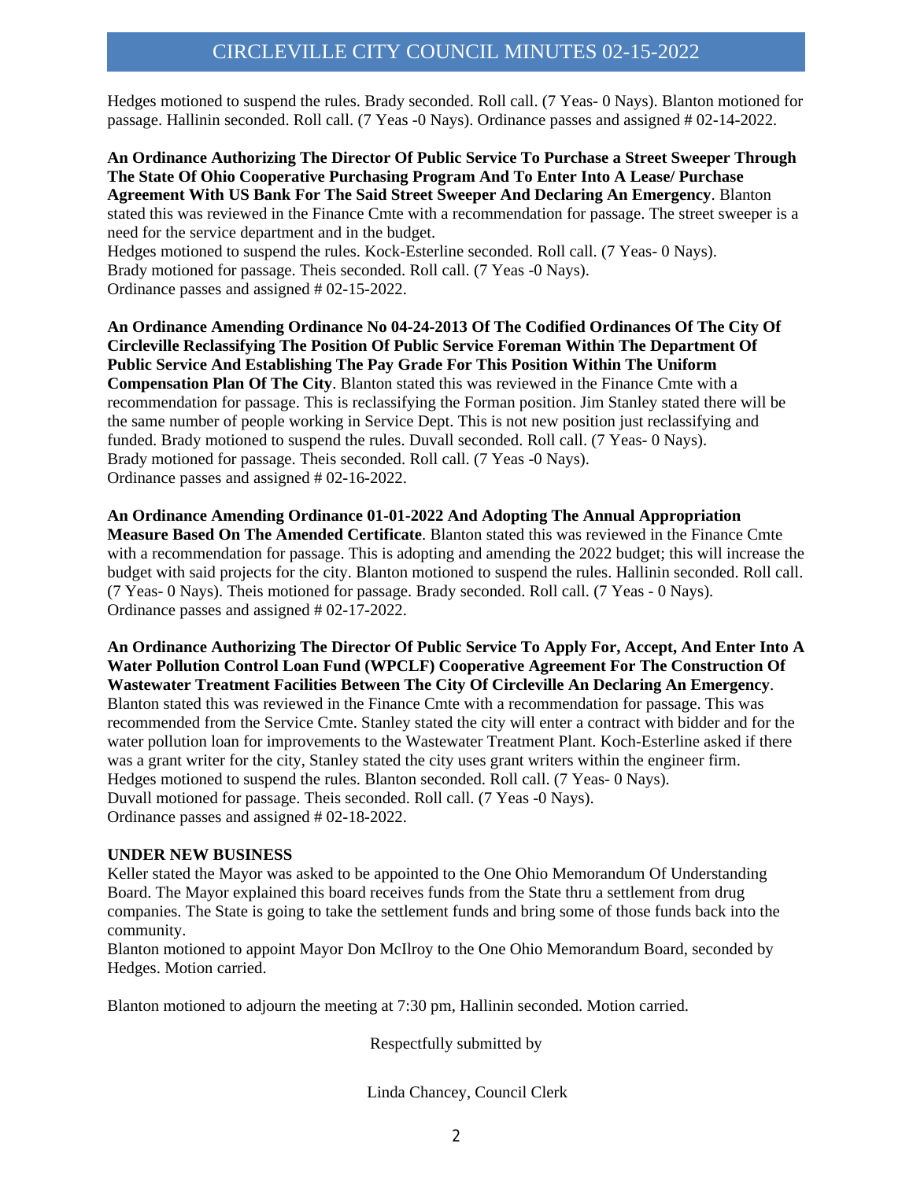Hedges motioned to suspend the rules. Brady seconded. Roll call. (7 Yeas- 0 Nays). Blanton motioned for passage. Hallinin seconded. Roll call. (7 Yeas -0 Nays). Ordinance passes and assigned # 02-14-2022.

**An Ordinance Authorizing The Director Of Public Service To Purchase a Street Sweeper Through The State Of Ohio Cooperative Purchasing Program And To Enter Into A Lease/ Purchase Agreement With US Bank For The Said Street Sweeper And Declaring An Emergency**. Blanton stated this was reviewed in the Finance Cmte with a recommendation for passage. The street sweeper is a need for the service department and in the budget.
Hedges motioned to suspend the rules. Kock-Esterline seconded. Roll call. (7 Yeas- 0 Nays).
Brady motioned for passage. Theis seconded. Roll call. (7 Yeas -0 Nays).
Ordinance passes and assigned # 02-15-2022.

**An Ordinance Amending Ordinance No 04-24-2013 Of The Codified Ordinances Of The City Of Circleville Reclassifying The Position Of Public Service Foreman Within The Department Of Public Service And Establishing The Pay Grade For This Position Within The Uniform Compensation Plan Of The City**. Blanton stated this was reviewed in the Finance Cmte with a recommendation for passage. This is reclassifying the Forman position. Jim Stanley stated there will be the same number of people working in Service Dept. This is not new position just reclassifying and funded. Brady motioned to suspend the rules. Duvall seconded. Roll call. (7 Yeas- 0 Nays).
Brady motioned for passage. Theis seconded. Roll call. (7 Yeas -0 Nays).
Ordinance passes and assigned # 02-16-2022.

**An Ordinance Amending Ordinance 01-01-2022 And Adopting The Annual Appropriation Measure Based On The Amended Certificate**. Blanton stated this was reviewed in the Finance Cmte with a recommendation for passage. This is adopting and amending the 2022 budget; this will increase the budget with said projects for the city. Blanton motioned to suspend the rules. Hallinin seconded. Roll call. (7 Yeas- 0 Nays). Theis motioned for passage. Brady seconded. Roll call. (7 Yeas - 0 Nays).
Ordinance passes and assigned # 02-17-2022.

**An Ordinance Authorizing The Director Of Public Service To Apply For, Accept, And Enter Into A Water Pollution Control Loan Fund (WPCLF) Cooperative Agreement For The Construction Of Wastewater Treatment Facilities Between The City Of Circleville An Declaring An Emergency**.
Blanton stated this was reviewed in the Finance Cmte with a recommendation for passage. This was recommended from the Service Cmte. Stanley stated the city will enter a contract with bidder and for the water pollution loan for improvements to the Wastewater Treatment Plant. Koch-Esterline asked if there was a grant writer for the city, Stanley stated the city uses grant writers within the engineer firm.
Hedges motioned to suspend the rules. Blanton seconded. Roll call. (7 Yeas- 0 Nays).
Duvall motioned for passage. Theis seconded. Roll call. (7 Yeas -0 Nays).
Ordinance passes and assigned # 02-18-2022.

**UNDER NEW BUSINESS**

Keller stated the Mayor was asked to be appointed to the One Ohio Memorandum Of Understanding Board. The Mayor explained this board receives funds from the State thru a settlement from drug companies. The State is going to take the settlement funds and bring some of those funds back into the community.
Blanton motioned to appoint Mayor Don McIlroy to the One Ohio Memorandum Board, seconded by Hedges. Motion carried.

Blanton motioned to adjourn the meeting at 7:30 pm, Hallinin seconded. Motion carried.

Respectfully submitted by

Linda Chancey, Council Clerk